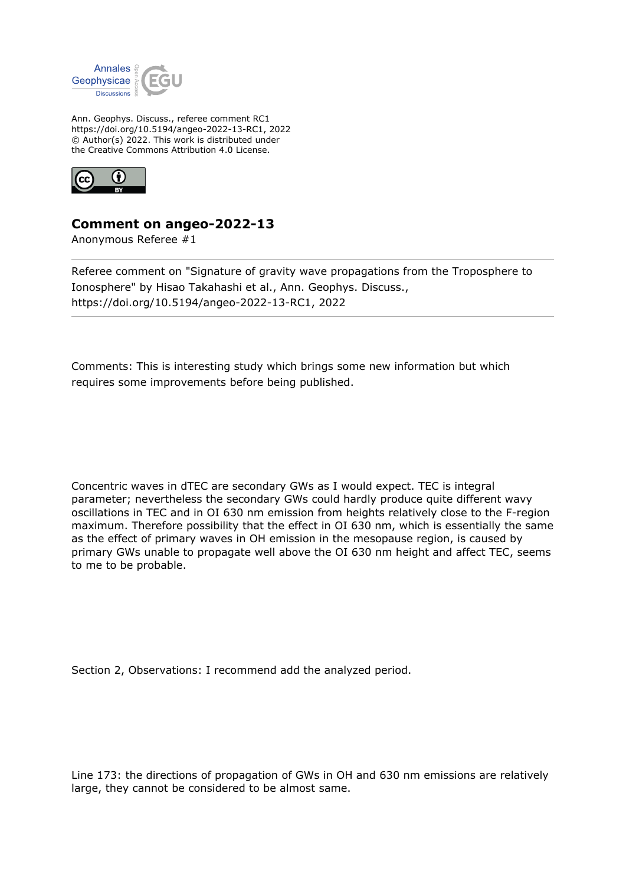Ann. Geophys. Discuss., referee comment RC1
https://doi.org/10.5194/angeo-2022-13-RC1, 2022
© Author(s) 2022. This work is distributed under
the Creative Commons Attribution 4.0 License.

## Comment on angeo-2022-13

Anonymous Referee #1

Referee comment on "Signature of gravity wave propagations from the Troposphere to Ionosphere" by Hisao Takahashi et al., Ann. Geophys. Discuss., https://doi.org/10.5194/angeo-2022-13-RC1, 2022

Comments: This is interesting study which brings some new information but which requires some improvements before being published.

Concentric waves in dTEC are secondary GWs as I would expect. TEC is integral parameter; nevertheless the secondary GWs could hardly produce quite different wavy oscillations in TEC and in OI 630 nm emission from heights relatively close to the F-region maximum. Therefore possibility that the effect in OI 630 nm, which is essentially the same as the effect of primary waves in OH emission in the mesopause region, is caused by primary GWs unable to propagate well above the OI 630 nm height and affect TEC, seems to me to be probable.

Section 2, Observations: I recommend add the analyzed period.

Line 173: the directions of propagation of GWs in OH and 630 nm emissions are relatively large, they cannot be considered to be almost same.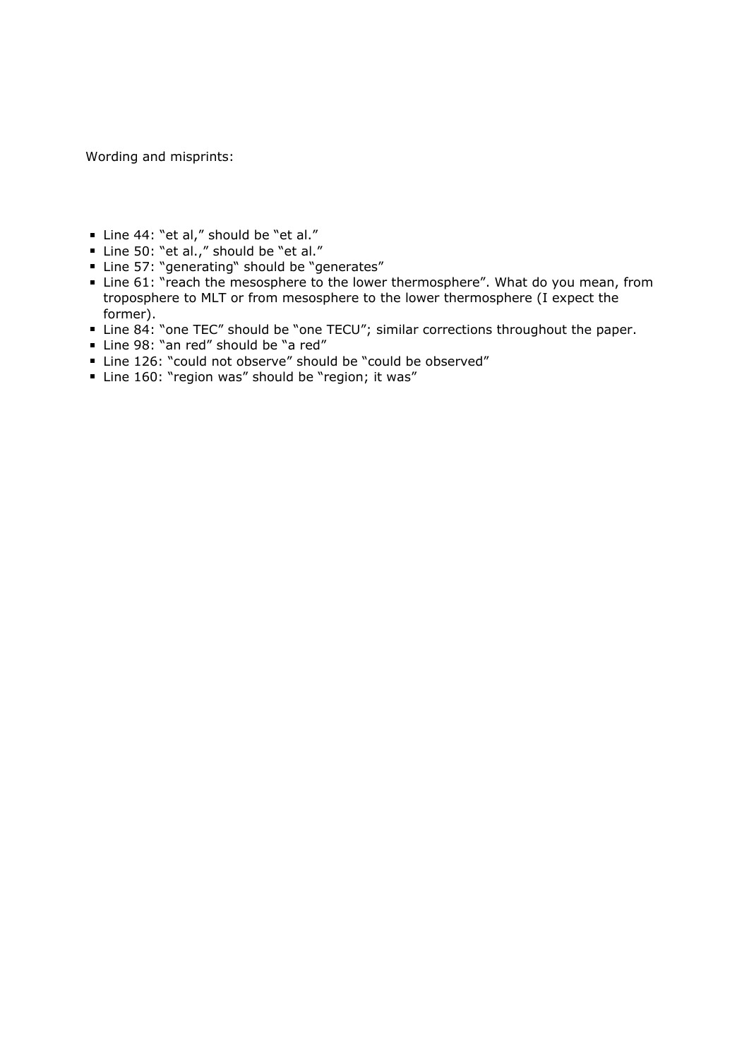Wording and misprints:

- Line 44: “et al,” should be “et al.”
- Line 50: “et al.,” should be “et al.”
- Line 57: “generating“ should be “generates”
- Line 61: “reach the mesosphere to the lower thermosphere”. What do you mean, from troposphere to MLT or from mesosphere to the lower thermosphere (I expect the former).
- Line 84: “one TEC” should be “one TECU”; similar corrections throughout the paper.
- Line 98: “an red” should be “a red”
- Line 126: “could not observe” should be “could be observed”
- Line 160: “region was” should be “region; it was”